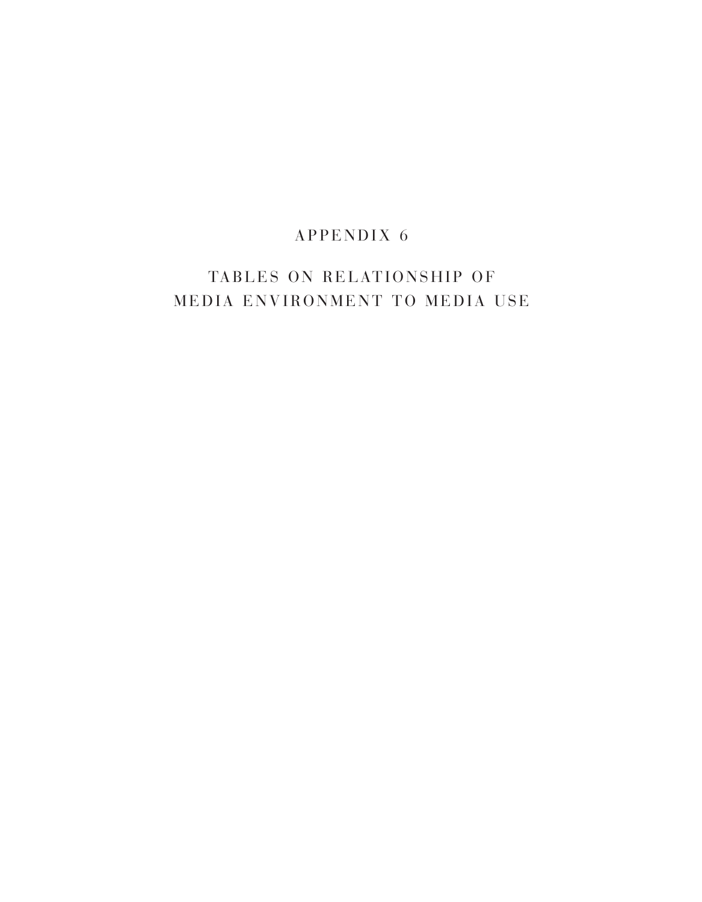# APPENDIX 6

## TABLES ON RELATIONSHIP OF MEDIA ENVIRONMENT TO MEDIA USE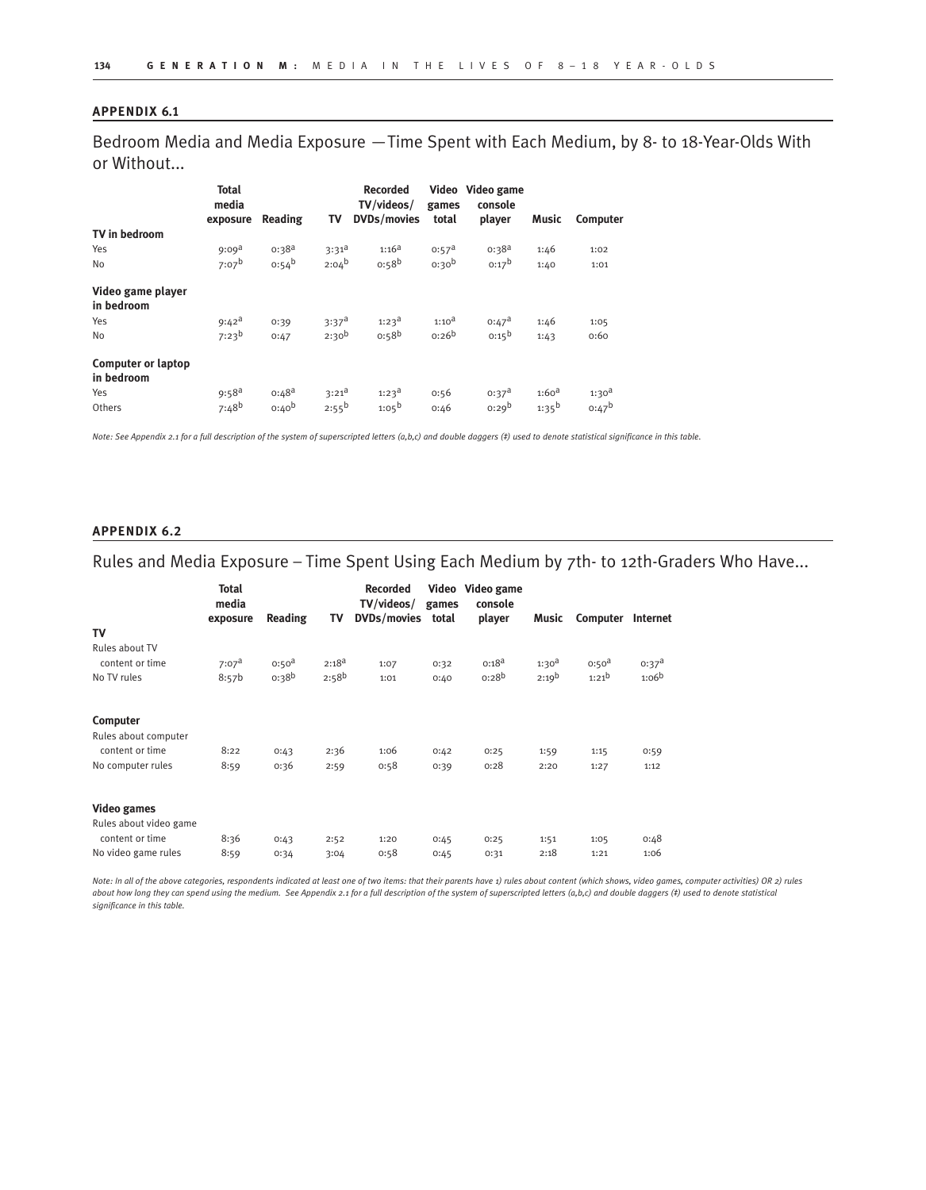## APPENDIX 6.1

### Bedroom Media and Media Exposure — Time Spent with Each Medium, by 8- to 18-Year-Olds With or Without...

| | Total media exposure | Reading | TV | Recorded TV/videos/ DVDs/movies | Video games total | Video game console player | Music | Computer |
|---|---|---|---|---|---|---|---|---|
| **TV in bedroom** | | | | | | | | |
| Yes | 9:09[a] | 0:38[a] | 3:31[a] | 1:16[a] | 0:57[a] | 0:38[a] | 1:46 | 1:02 |
| No | 7:07[b] | 0:54[b] | 2:04[b] | 0:58[b] | 0:30[b] | 0:17[b] | 1:40 | 1:01 |
| **Video game player in bedroom** | | | | | | | | |
| Yes | 9:42[a] | 0:39 | 3:37[a] | 1:23[a] | 1:10[a] | 0:47[a] | 1:46 | 1:05 |
| No | 7:23[b] | 0:47 | 2:30[b] | 0:58[b] | 0:26[b] | 0:15[b] | 1:43 | 0:60 |
| **Computer or laptop in bedroom** | | | | | | | | |
| Yes | 9:58[a] | 0:48[a] | 3:21[a] | 1:23[a] | 0:56 | 0:37[a] | 1:60[a] | 1:30[a] |
| Others | 7:48[b] | 0:40[b] | 2:55[b] | 1:05[b] | 0:46 | 0:29[b] | 1:35[b] | 0:47[b] |

*Note: See Appendix 2.1 for a full description of the system of superscripted letters (a,b,c) and double daggers (‡) used to denote statistical significance in this table.*

## APPENDIX 6.2

### Rules and Media Exposure – Time Spent Using Each Medium by 7th- to 12th-Graders Who Have...

| | Total media exposure | Reading | TV | Recorded TV/videos/ DVDs/movies | Video games total | Video game console player | Music | Computer | Internet |
|---|---|---|---|---|---|---|---|---|---|
| **TV** | | | | | | | | | |
| Rules about TV content or time | 7:07[a] | 0:50[a] | 2:18[a] | 1:07 | 0:32 | 0:18[a] | 1:30[a] | 0:50[a] | 0:37[a] |
| No TV rules | 8:57[b] | 0:38[b] | 2:58[b] | 1:01 | 0:40 | 0:28[b] | 2:19[b] | 1:21[b] | 1:06[b] |
| **Computer** | | | | | | | | | |
| Rules about computer content or time | 8:22 | 0:43 | 2:36 | 1:06 | 0:42 | 0:25 | 1:59 | 1:15 | 0:59 |
| No computer rules | 8:59 | 0:36 | 2:59 | 0:58 | 0:39 | 0:28 | 2:20 | 1:27 | 1:12 |
| **Video games** | | | | | | | | | |
| Rules about video game content or time | 8:36 | 0:43 | 2:52 | 1:20 | 0:45 | 0:25 | 1:51 | 1:05 | 0:48 |
| No video game rules | 8:59 | 0:34 | 3:04 | 0:58 | 0:45 | 0:31 | 2:18 | 1:21 | 1:06 |

*Note: In all of the above categories, respondents indicated at least one of two items: that their parents have 1) rules about content (which shows, video games, computer activities) OR 2) rules about how long they can spend using the medium. See Appendix 2.1 for a full description of the system of superscripted letters (a,b,c) and double daggers (‡) used to denote statistical significance in this table.*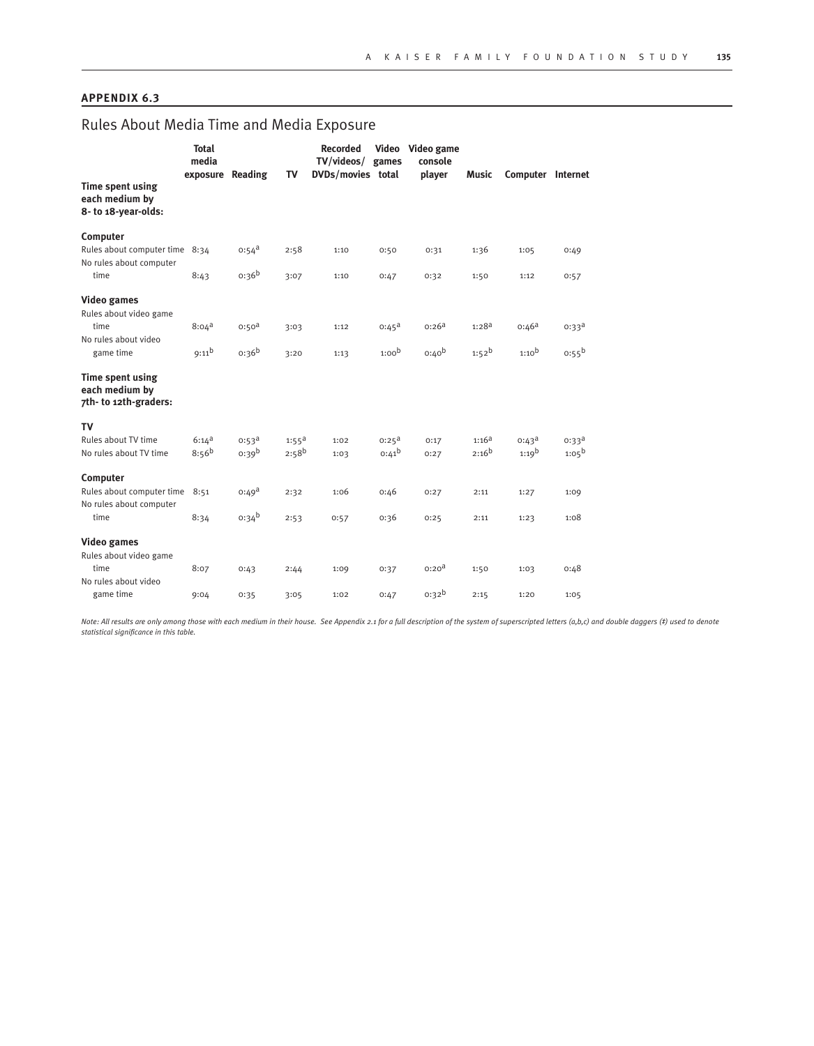## APPENDIX 6.3

# Rules About Media Time and Media Exposure

| | Total media exposure | Reading | TV | Recorded TV/videos/ DVDs/movies | Video games total | Video game console player | Music | Computer | Internet |
|---|---|---|---|---|---|---|---|---|---|
| **Time spent using each medium by 8- to 18-year-olds:** | | | | | | | | | |
| **Computer** | | | | | | | | | |
| Rules about computer time | 8:34 | 0:54[a] | 2:58 | 1:10 | 0:50 | 0:31 | 1:36 | 1:05 | 0:49 |
| No rules about computer time | 8:43 | 0:36[b] | 3:07 | 1:10 | 0:47 | 0:32 | 1:50 | 1:12 | 0:57 |
| **Video games** | | | | | | | | | |
| Rules about video game time | 8:04[a] | 0:50[a] | 3:03 | 1:12 | 0:45[a] | 0:26[a] | 1:28[a] | 0:46[a] | 0:33[a] |
| No rules about video game time | 9:11[b] | 0:36[b] | 3:20 | 1:13 | 1:00[b] | 0:40[b] | 1:52[b] | 1:10[b] | 0:55[b] |
| **Time spent using each medium by 7th- to 12th-graders:** | | | | | | | | | |
| **TV** | | | | | | | | | |
| Rules about TV time | 6:14[a] | 0:53[a] | 1:55[a] | 1:02 | 0:25[a] | 0:17 | 1:16[a] | 0:43[a] | 0:33[a] |
| No rules about TV time | 8:56[b] | 0:39[b] | 2:58[b] | 1:03 | 0:41[b] | 0:27 | 2:16[b] | 1:19[b] | 1:05[b] |
| **Computer** | | | | | | | | | |
| Rules about computer time | 8:51 | 0:49[a] | 2:32 | 1:06 | 0:46 | 0:27 | 2:11 | 1:27 | 1:09 |
| No rules about computer time | 8:34 | 0:34[b] | 2:53 | 0:57 | 0:36 | 0:25 | 2:11 | 1:23 | 1:08 |
| **Video games** | | | | | | | | | |
| Rules about video game time | 8:07 | 0:43 | 2:44 | 1:09 | 0:37 | 0:20[a] | 1:50 | 1:03 | 0:48 |
| No rules about video game time | 9:04 | 0:35 | 3:05 | 1:02 | 0:47 | 0:32[b] | 2:15 | 1:20 | 1:05 |

*Note: All results are only among those with each medium in their house. See Appendix 2.1 for a full description of the system of superscripted letters (a,b,c) and double daggers (‡) used to denote statistical significance in this table.*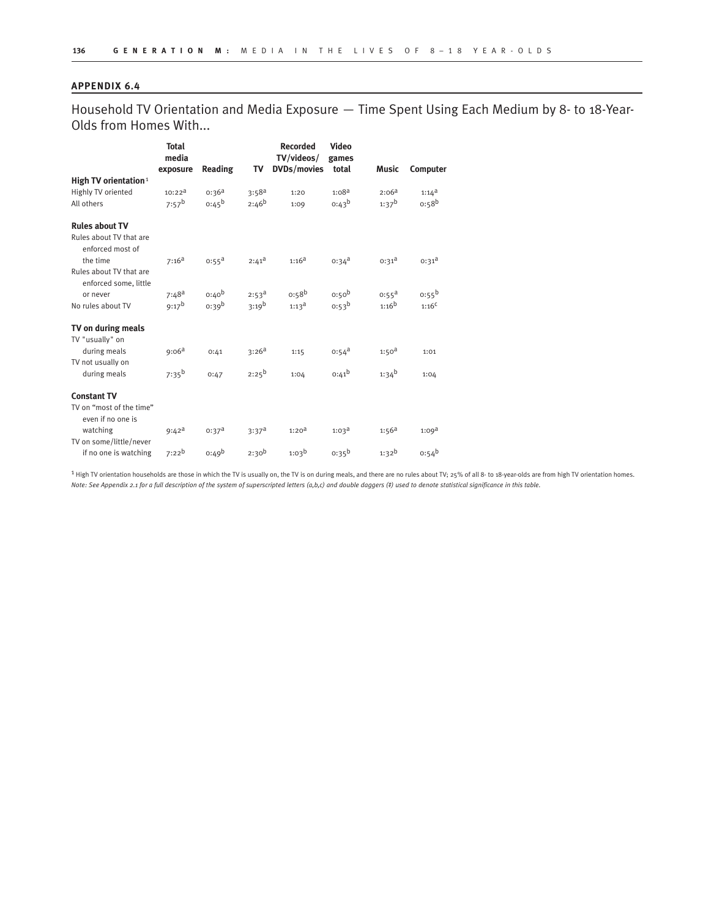## APPENDIX 6.4

Household TV Orientation and Media Exposure — Time Spent Using Each Medium by 8- to 18-Year-Olds from Homes With...

| | Total media exposure | Reading | TV | Recorded TV/videos/ DVDs/movies | Video games total | Music | Computer |
|---|---|---|---|---|---|---|---|
| **High TV orientation**[1] | | | | | | | |
| Highly TV oriented | 10:22[a] | 0:36[a] | 3:58[a] | 1:20 | 1:08[a] | 2:06[a] | 1:14[a] |
| All others | 7:57[b] | 0:45[b] | 2:46[b] | 1:09 | 0:43[b] | 1:37[b] | 0:58[b] |
| **Rules about TV** | | | | | | | |
| Rules about TV that are enforced most of the time | 7:16[a] | 0:55[a] | 2:41[a] | 1:16[a] | 0:34[a] | 0:31[a] | 0:31[a] |
| Rules about TV that are enforced some, little or never | 7:48[a] | 0:40[b] | 2:53[a] | 0:58[b] | 0:50[b] | 0:55[a] | 0:55[b] |
| No rules about TV | 9:17[b] | 0:39[b] | 3:19[b] | 1:13[a] | 0:53[b] | 1:16[b] | 1:16[c] |
| **TV on during meals** | | | | | | | |
| TV "usually" on during meals | 9:06[a] | 0:41 | 3:26[a] | 1:15 | 0:54[a] | 1:50[a] | 1:01 |
| TV not usually on during meals | 7:35[b] | 0:47 | 2:25[b] | 1:04 | 0:41[b] | 1:34[b] | 1:04 |
| **Constant TV** | | | | | | | |
| TV on "most of the time" even if no one is watching | 9:42[a] | 0:37[a] | 3:37[a] | 1:20[a] | 1:03[a] | 1:56[a] | 1:09[a] |
| TV on some/little/never if no one is watching | 7:22[b] | 0:49[b] | 2:30[b] | 1:03[b] | 0:35[b] | 1:32[b] | 0:54[b] |

[1] High TV orientation households are those in which the TV is usually on, the TV is on during meals, and there are no rules about TV; 25% of all 8- to 18-year-olds are from high TV orientation homes.

*Note: See Appendix 2.1 for a full description of the system of superscripted letters (a,b,c) and double daggers (‡) used to denote statistical significance in this table.*